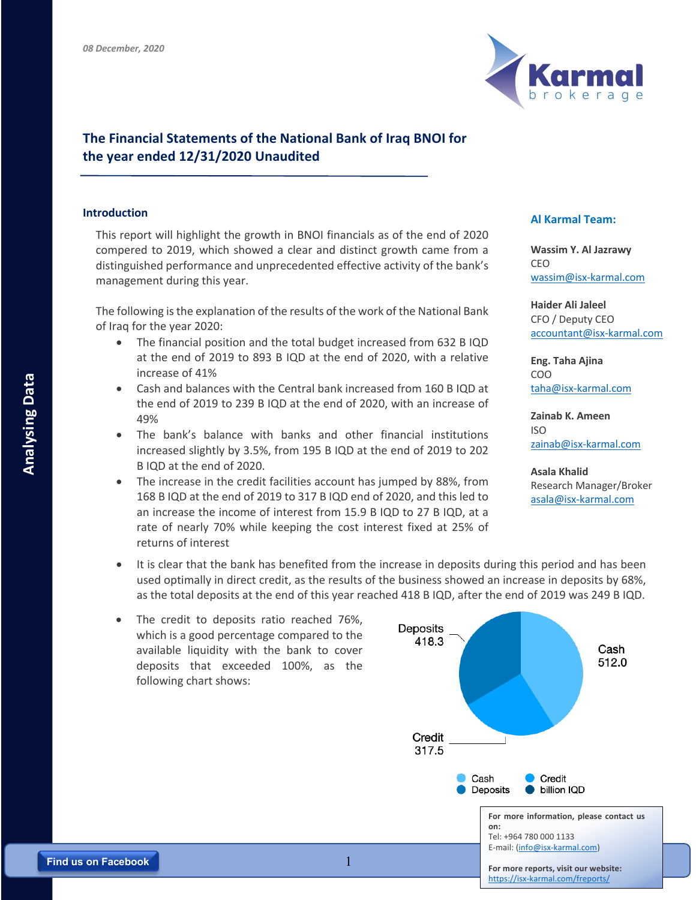*08 December, 2020*

## The Financial Statements of the National Bank of Iraq BNOI for the year ended 12/31/2020 Unaudited

### Introduction

This report will highlight the growth in BNOI financials as of the end of 2020 compered to 2019, which showed a clear and distinct growth came from a distinguished performance and unprecedented effective activity of the bank's management during this year.

The following is the explanation of the results of the work of the National Bank of Iraq for the year 2020:

- The financial position and the total budget increased from 632 B IQD at the end of 2019 to 893 B IQD at the end of 2020, with a relative increase of 41%
- Cash and balances with the Central bank increased from 160 B IQD at the end of 2019 to 239 B IQD at the end of 2020, with an increase of 49%
- The bank's balance with banks and other financial institutions increased slightly by 3.5%, from 195 B IQD at the end of 2019 to 202 B IQD at the end of 2020.
- The increase in the credit facilities account has jumped by 88%, from 168 B IQD at the end of 2019 to 317 B IQD end of 2020, and this led to an increase the income of interest from 15.9 B IQD to 27 B IQD, at a rate of nearly 70% while keeping the cost interest fixed at 25% of returns of interest
- It is clear that the bank has benefited from the increase in deposits during this period and has been used optimally in direct credit, as the results of the business showed an increase in deposits by 68%, as the total deposits at the end of this year reached 418 B IQD, after the end of 2019 was 249 B IQD.
- The credit to deposits ratio reached 76%, which is a good percentage compared to the available liquidity with the bank to cover deposits that exceeded 100%, as the following chart shows:

Deposits 418.3
Cash 512.0
Credit 317.5

Cash · Credit · Deposits · billion IQD

**Al Karmal Team:**

**Wassim Y. Al Jazrawy**
CEO
wassim@isx-karmal.com

**Haider Ali Jaleel**
CFO / Deputy CEO
accountant@isx-karmal.com

**Eng. Taha Ajina**
COO
taha@isx-karmal.com

**Zainab K. Ameen**
ISO
zainab@isx-karmal.com

**Asala Khalid**
Research Manager/Broker
asala@isx-karmal.com

**For more information, please contact us on:**
Tel: +964 780 000 1133
E-mail: (info@isx-karmal.com)

**For more reports, visit our website:**
https://isx-karmal.com/freports/

Find us on Facebook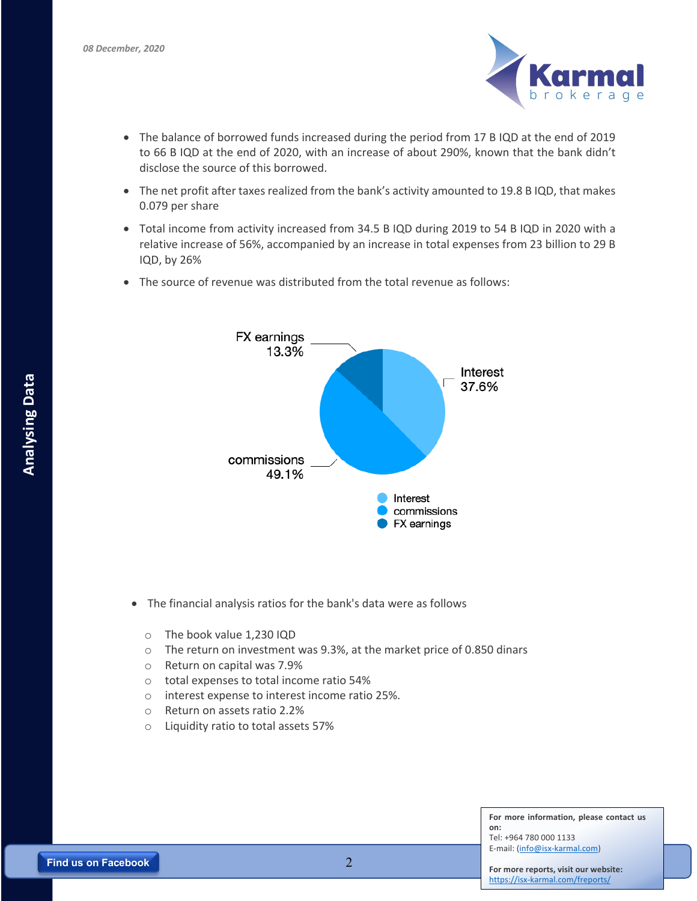- The balance of borrowed funds increased during the period from 17 B IQD at the end of 2019 to 66 B IQD at the end of 2020, with an increase of about 290%, known that the bank didn't disclose the source of this borrowed.
- The net profit after taxes realized from the bank's activity amounted to 19.8 B IQD, that makes 0.079 per share
- Total income from activity increased from 34.5 B IQD during 2019 to 54 B IQD in 2020 with a relative increase of 56%, accompanied by an increase in total expenses from 23 billion to 29 B IQD, by 26%
- The source of revenue was distributed from the total revenue as follows:

FX earnings 13.3%
Interest 37.6%
commissions 49.1%

Interest
commissions
FX earnings

- The financial analysis ratios for the bank's data were as follows
  - The book value 1,230 IQD
  - The return on investment was 9.3%, at the market price of 0.850 dinars
  - Return on capital was 7.9%
  - total expenses to total income ratio 54%
  - interest expense to interest income ratio 25%.
  - Return on assets ratio 2.2%
  - Liquidity ratio to total assets 57%

**For more information, please contact us on:**
Tel: +964 780 000 1133
E-mail: (info@isx-karmal.com)

**For more reports, visit our website:**
https://isx-karmal.com/freports/